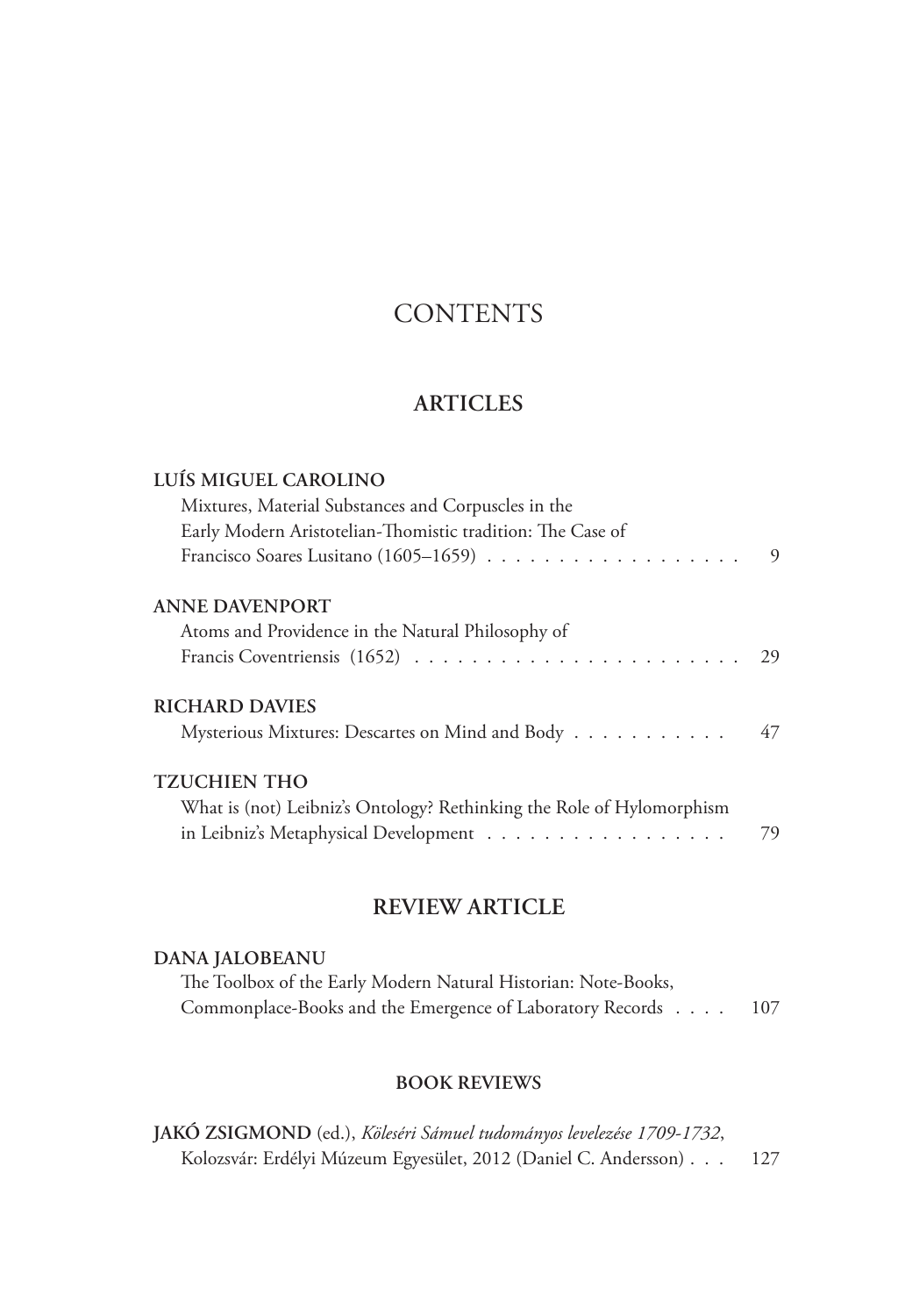# CONTENTS

## ARTICLES

**LUÍS MIGUEL CAROLINO**
Mixtures, Material Substances and Corpuscles in the Early Modern Aristotelian-Thomistic tradition: The Case of Francisco Soares Lusitano (1605–1659) . . . . . . . . . . . . . . . . . . 9

**ANNE DAVENPORT**
Atoms and Providence in the Natural Philosophy of Francis Coventriensis (1652) . . . . . . . . . . . . . . . . . . . . . . . 29

**RICHARD DAVIES**
Mysterious Mixtures: Descartes on Mind and Body . . . . . . . . . . . 47

**TZUCHIEN THO**
What is (not) Leibniz's Ontology? Rethinking the Role of Hylomorphism in Leibniz's Metaphysical Development . . . . . . . . . . . . . . . . . 79

## REVIEW ARTICLE

**DANA JALOBEANU**
The Toolbox of the Early Modern Natural Historian: Note-Books, Commonplace-Books and the Emergence of Laboratory Records . . . . 107

### BOOK REVIEWS

**JAKÓ ZSIGMOND** (ed.), *Köleséri Sámuel tudományos levelezése 1709-1732*, Kolozsvár: Erdélyi Múzeum Egyesület, 2012 (Daniel C. Andersson) . . . 127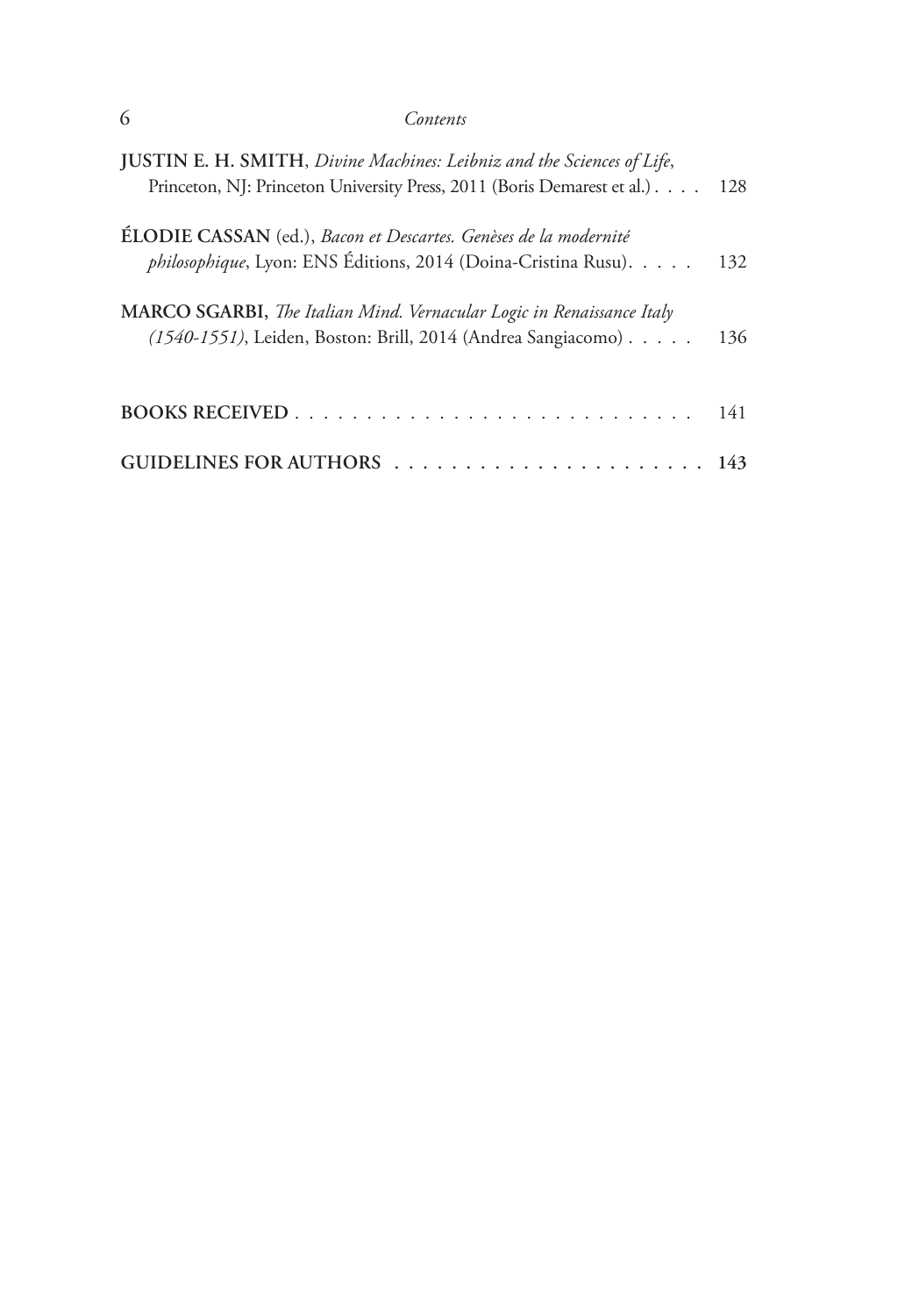**JUSTIN E. H. SMITH**, *Divine Machines: Leibniz and the Sciences of Life*, Princeton, NJ: Princeton University Press, 2011 (Boris Demarest et al.) . . . . 128

**ÉLODIE CASSAN** (ed.), *Bacon et Descartes. Genèses de la modernité philosophique*, Lyon: ENS Éditions, 2014 (Doina-Cristina Rusu). . . . . 132

**MARCO SGARBI,** *The Italian Mind. Vernacular Logic in Renaissance Italy (1540-1551)*, Leiden, Boston: Brill, 2014 (Andrea Sangiacomo) . . . . . 136

**BOOKS RECEIVED** . . . . . . . . . . . . . . . . . . . . . . . . . . . . 141

**GUIDELINES FOR AUTHORS** . . . . . . . . . . . . . . . . . . . . . . **143**